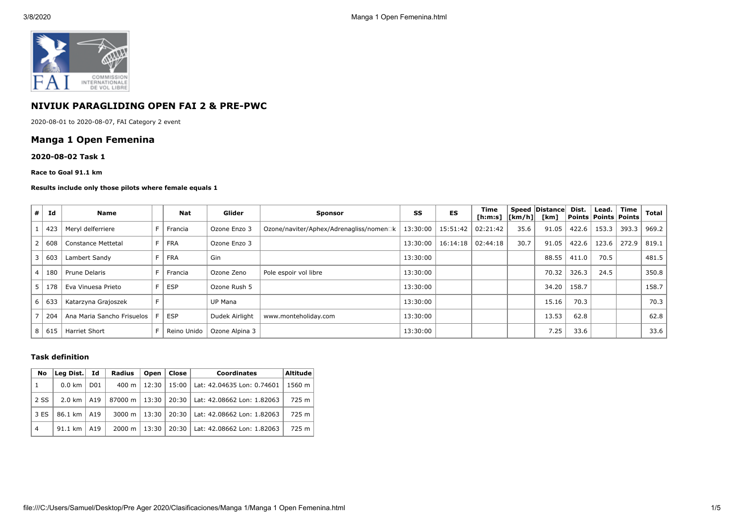## NIVIUK PARAGLIDING OPEN FAI 2 & PRE-PWC

2020-08-01 to 2020-08-07, FAI Category 2 event

## Manga 1 Open Femenina

#### 2020-08-02 Task 1

##### Race to Goal 91.1 km

##### Results include only those pilots where female equals 1

| # | Id | Name | | Nat | Glider | Sponsor | SS | ES | Time [h:m:s] | Speed [km/h] | Distance [km] | Dist. Points | Lead. Points | Time Points | Total |
|---|---|---|---|---|---|---|---|---|---|---|---|---|---|---|---|
| 1 | 423 | Meryl delferriere | F | Francia | Ozone Enzo 3 | Ozone/naviter/Aphex/Adrenagliss/nomen�k | 13:30:00 | 15:51:42 | 02:21:42 | 35.6 | 91.05 | 422.6 | 153.3 | 393.3 | 969.2 |
| 2 | 608 | Constance Mettetal | F | FRA | Ozone Enzo 3 | | 13:30:00 | 16:14:18 | 02:44:18 | 30.7 | 91.05 | 422.6 | 123.6 | 272.9 | 819.1 |
| 3 | 603 | Lambert Sandy | F | FRA | Gin | | 13:30:00 | | | | 88.55 | 411.0 | 70.5 | | 481.5 |
| 4 | 180 | Prune Delaris | F | Francia | Ozone Zeno | Pole espoir vol libre | 13:30:00 | | | | 70.32 | 326.3 | 24.5 | | 350.8 |
| 5 | 178 | Eva Vinuesa Prieto | F | ESP | Ozone Rush 5 | | 13:30:00 | | | | 34.20 | 158.7 | | | 158.7 |
| 6 | 633 | Katarzyna Grajoszek | F | | UP Mana | | 13:30:00 | | | | 15.16 | 70.3 | | | 70.3 |
| 7 | 204 | Ana Maria Sancho Frisuelos | F | ESP | Dudek Airlight | www.monteholiday.com | 13:30:00 | | | | 13.53 | 62.8 | | | 62.8 |
| 8 | 615 | Harriet Short | F | Reino Unido | Ozone Alpina 3 | | 13:30:00 | | | | 7.25 | 33.6 | | | 33.6 |

#### Task definition

| No | Leg Dist. | Id | Radius | Open | Close | Coordinates | Altitude |
|---|---|---|---|---|---|---|---|
| 1 | 0.0 km | D01 | 400 m | 12:30 | 15:00 | Lat: 42.04635 Lon: 0.74601 | 1560 m |
| 2 SS | 2.0 km | A19 | 87000 m | 13:30 | 20:30 | Lat: 42.08662 Lon: 1.82063 | 725 m |
| 3 ES | 86.1 km | A19 | 3000 m | 13:30 | 20:30 | Lat: 42.08662 Lon: 1.82063 | 725 m |
| 4 | 91.1 km | A19 | 2000 m | 13:30 | 20:30 | Lat: 42.08662 Lon: 1.82063 | 725 m |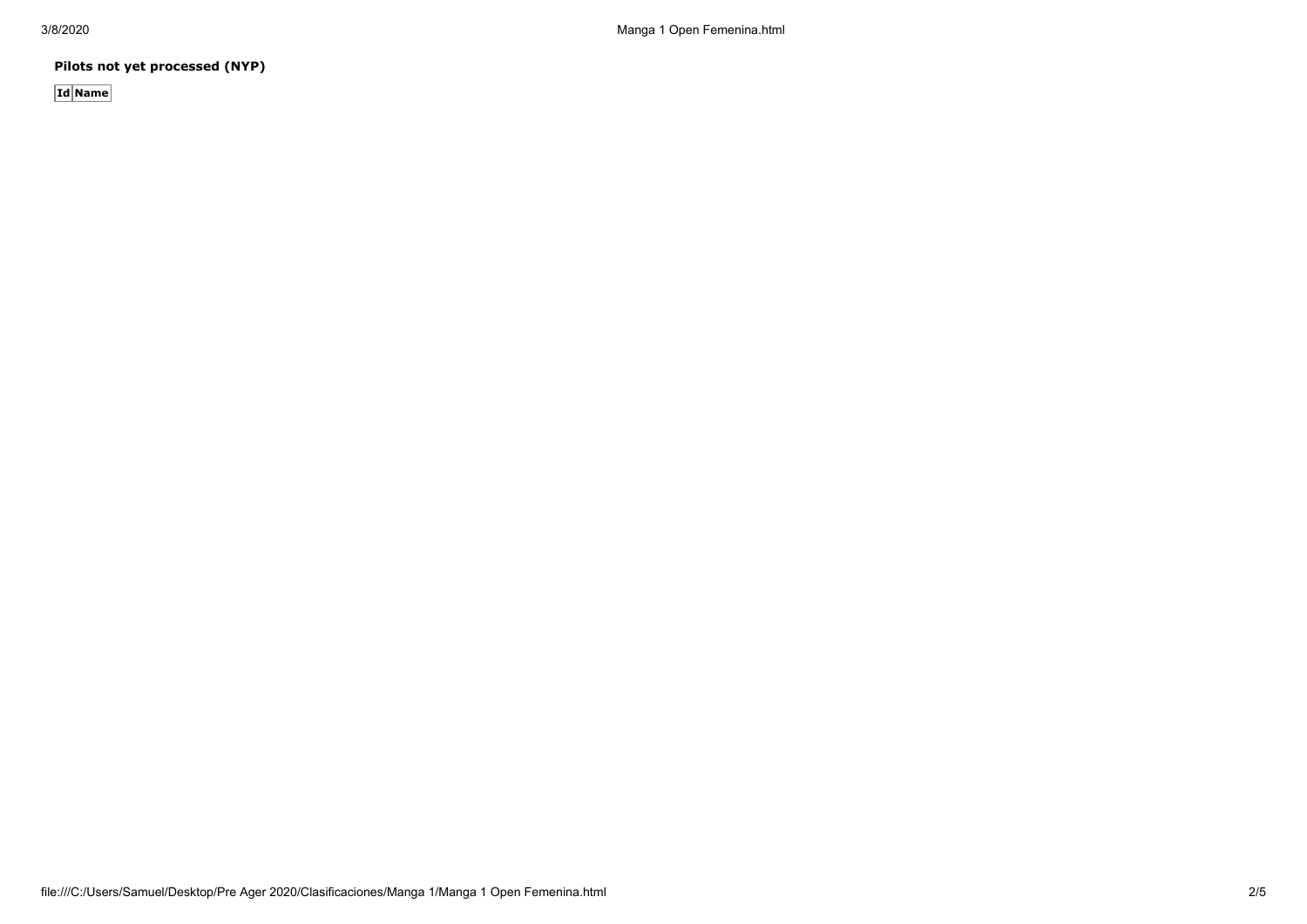**Pilots not yet processed (NYP)**

| Id | Name |
|---|---|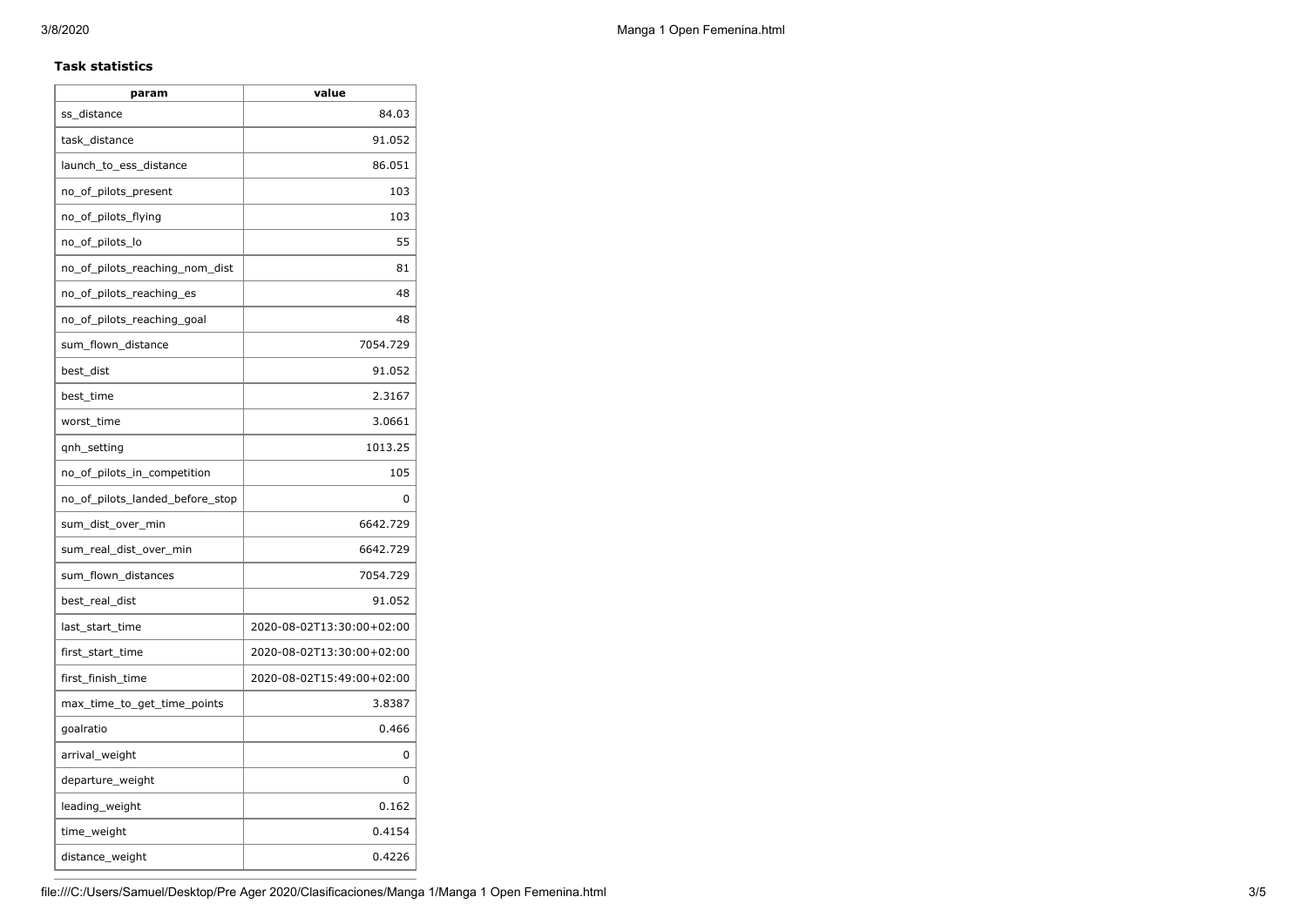### Task statistics

| param | value |
|---|---|
| ss_distance | 84.03 |
| task_distance | 91.052 |
| launch_to_ess_distance | 86.051 |
| no_of_pilots_present | 103 |
| no_of_pilots_flying | 103 |
| no_of_pilots_lo | 55 |
| no_of_pilots_reaching_nom_dist | 81 |
| no_of_pilots_reaching_es | 48 |
| no_of_pilots_reaching_goal | 48 |
| sum_flown_distance | 7054.729 |
| best_dist | 91.052 |
| best_time | 2.3167 |
| worst_time | 3.0661 |
| qnh_setting | 1013.25 |
| no_of_pilots_in_competition | 105 |
| no_of_pilots_landed_before_stop | 0 |
| sum_dist_over_min | 6642.729 |
| sum_real_dist_over_min | 6642.729 |
| sum_flown_distances | 7054.729 |
| best_real_dist | 91.052 |
| last_start_time | 2020-08-02T13:30:00+02:00 |
| first_start_time | 2020-08-02T13:30:00+02:00 |
| first_finish_time | 2020-08-02T15:49:00+02:00 |
| max_time_to_get_time_points | 3.8387 |
| goalratio | 0.466 |
| arrival_weight | 0 |
| departure_weight | 0 |
| leading_weight | 0.162 |
| time_weight | 0.4154 |
| distance_weight | 0.4226 |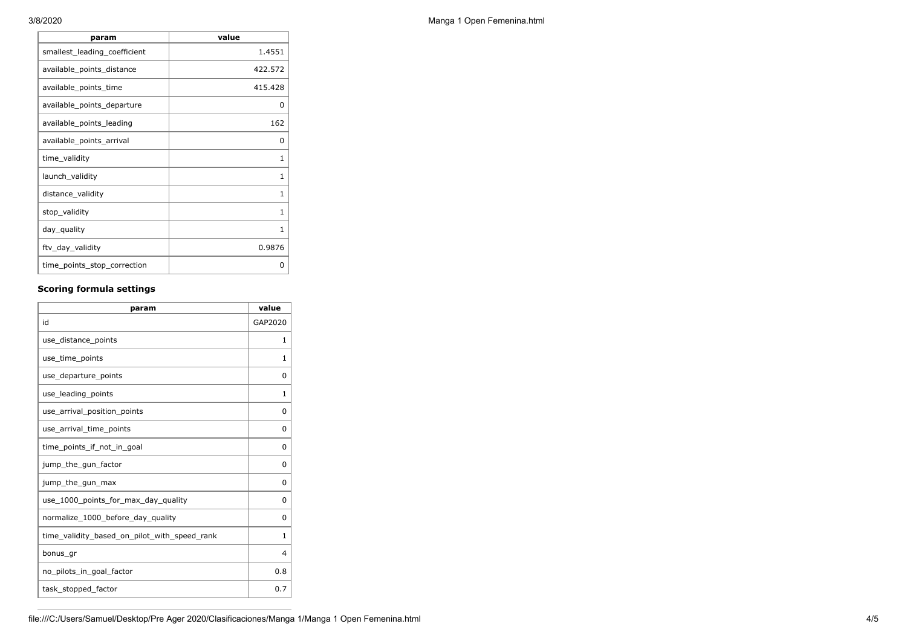| param | value |
| --- | --- |
| smallest_leading_coefficient | 1.4551 |
| available_points_distance | 422.572 |
| available_points_time | 415.428 |
| available_points_departure | 0 |
| available_points_leading | 162 |
| available_points_arrival | 0 |
| time_validity | 1 |
| launch_validity | 1 |
| distance_validity | 1 |
| stop_validity | 1 |
| day_quality | 1 |
| ftv_day_validity | 0.9876 |
| time_points_stop_correction | 0 |

### Scoring formula settings

| param | value |
| --- | --- |
| id | GAP2020 |
| use_distance_points | 1 |
| use_time_points | 1 |
| use_departure_points | 0 |
| use_leading_points | 1 |
| use_arrival_position_points | 0 |
| use_arrival_time_points | 0 |
| time_points_if_not_in_goal | 0 |
| jump_the_gun_factor | 0 |
| jump_the_gun_max | 0 |
| use_1000_points_for_max_day_quality | 0 |
| normalize_1000_before_day_quality | 0 |
| time_validity_based_on_pilot_with_speed_rank | 1 |
| bonus_gr | 4 |
| no_pilots_in_goal_factor | 0.8 |
| task_stopped_factor | 0.7 |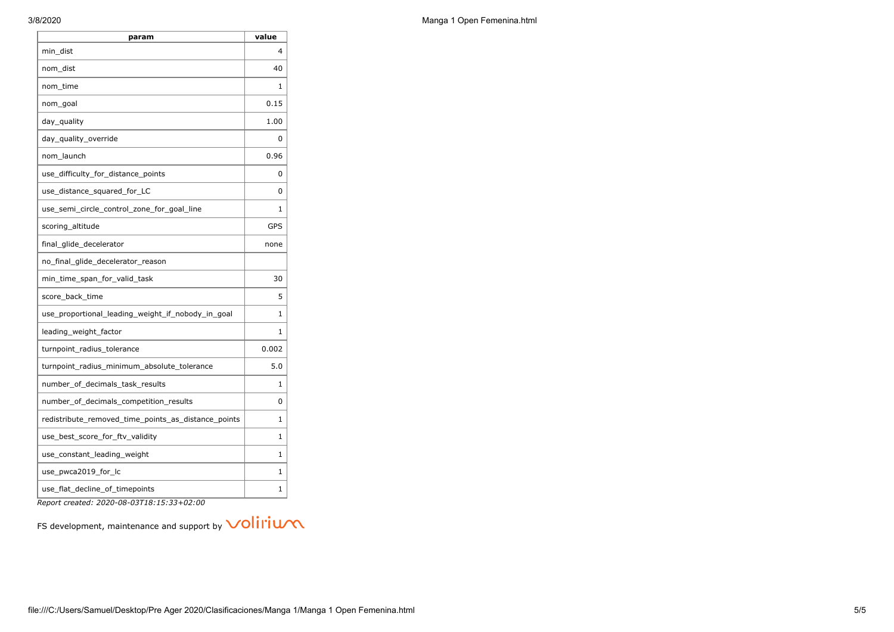| param | value |
|---|---|
| min_dist | 4 |
| nom_dist | 40 |
| nom_time | 1 |
| nom_goal | 0.15 |
| day_quality | 1.00 |
| day_quality_override | 0 |
| nom_launch | 0.96 |
| use_difficulty_for_distance_points | 0 |
| use_distance_squared_for_LC | 0 |
| use_semi_circle_control_zone_for_goal_line | 1 |
| scoring_altitude | GPS |
| final_glide_decelerator | none |
| no_final_glide_decelerator_reason | |
| min_time_span_for_valid_task | 30 |
| score_back_time | 5 |
| use_proportional_leading_weight_if_nobody_in_goal | 1 |
| leading_weight_factor | 1 |
| turnpoint_radius_tolerance | 0.002 |
| turnpoint_radius_minimum_absolute_tolerance | 5.0 |
| number_of_decimals_task_results | 1 |
| number_of_decimals_competition_results | 0 |
| redistribute_removed_time_points_as_distance_points | 1 |
| use_best_score_for_ftv_validity | 1 |
| use_constant_leading_weight | 1 |
| use_pwca2019_for_lc | 1 |
| use_flat_decline_of_timepoints | 1 |

*Report created: 2020-08-03T18:15:33+02:00*

FS development, maintenance and support by volirium